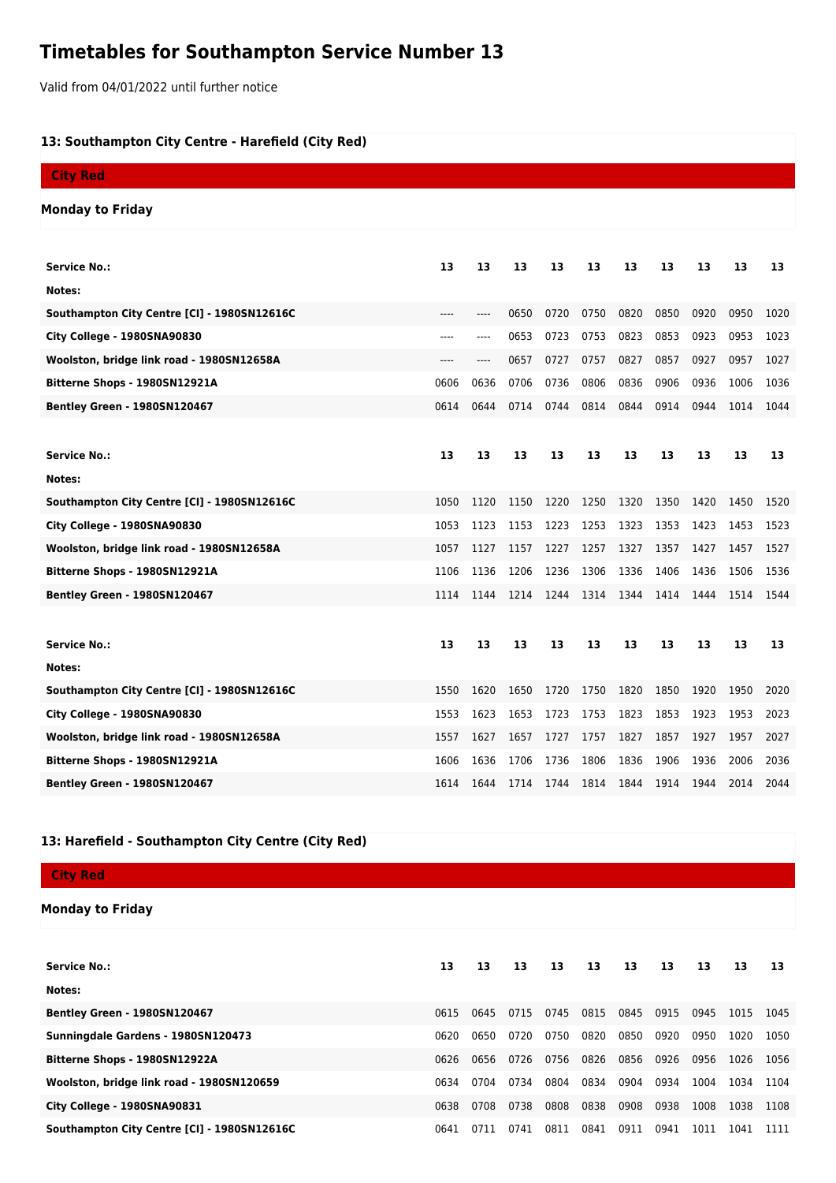# Timetables for Southampton Service Number 13

Valid from 04/01/2022 until further notice

### 13: Southampton City Centre - Harefield (City Red)

**City Red**

**Monday to Friday**

| Service No.: | 13 | 13 | 13 | 13 | 13 | 13 | 13 | 13 | 13 | 13 |
|---|---|---|---|---|---|---|---|---|---|---|
| Notes: | | | | | | | | | | |
| Southampton City Centre [CI] - 1980SN12616C | ---- | ---- | 0650 | 0720 | 0750 | 0820 | 0850 | 0920 | 0950 | 1020 |
| City College - 1980SNA90830 | ---- | ---- | 0653 | 0723 | 0753 | 0823 | 0853 | 0923 | 0953 | 1023 |
| Woolston, bridge link road - 1980SN12658A | ---- | ---- | 0657 | 0727 | 0757 | 0827 | 0857 | 0927 | 0957 | 1027 |
| Bitterne Shops - 1980SN12921A | 0606 | 0636 | 0706 | 0736 | 0806 | 0836 | 0906 | 0936 | 1006 | 1036 |
| Bentley Green - 1980SN120467 | 0614 | 0644 | 0714 | 0744 | 0814 | 0844 | 0914 | 0944 | 1014 | 1044 |

| Service No.: | 13 | 13 | 13 | 13 | 13 | 13 | 13 | 13 | 13 | 13 |
|---|---|---|---|---|---|---|---|---|---|---|
| Notes: | | | | | | | | | | |
| Southampton City Centre [CI] - 1980SN12616C | 1050 | 1120 | 1150 | 1220 | 1250 | 1320 | 1350 | 1420 | 1450 | 1520 |
| City College - 1980SNA90830 | 1053 | 1123 | 1153 | 1223 | 1253 | 1323 | 1353 | 1423 | 1453 | 1523 |
| Woolston, bridge link road - 1980SN12658A | 1057 | 1127 | 1157 | 1227 | 1257 | 1327 | 1357 | 1427 | 1457 | 1527 |
| Bitterne Shops - 1980SN12921A | 1106 | 1136 | 1206 | 1236 | 1306 | 1336 | 1406 | 1436 | 1506 | 1536 |
| Bentley Green - 1980SN120467 | 1114 | 1144 | 1214 | 1244 | 1314 | 1344 | 1414 | 1444 | 1514 | 1544 |

| Service No.: | 13 | 13 | 13 | 13 | 13 | 13 | 13 | 13 | 13 | 13 |
|---|---|---|---|---|---|---|---|---|---|---|
| Notes: | | | | | | | | | | |
| Southampton City Centre [CI] - 1980SN12616C | 1550 | 1620 | 1650 | 1720 | 1750 | 1820 | 1850 | 1920 | 1950 | 2020 |
| City College - 1980SNA90830 | 1553 | 1623 | 1653 | 1723 | 1753 | 1823 | 1853 | 1923 | 1953 | 2023 |
| Woolston, bridge link road - 1980SN12658A | 1557 | 1627 | 1657 | 1727 | 1757 | 1827 | 1857 | 1927 | 1957 | 2027 |
| Bitterne Shops - 1980SN12921A | 1606 | 1636 | 1706 | 1736 | 1806 | 1836 | 1906 | 1936 | 2006 | 2036 |
| Bentley Green - 1980SN120467 | 1614 | 1644 | 1714 | 1744 | 1814 | 1844 | 1914 | 1944 | 2014 | 2044 |

### 13: Harefield - Southampton City Centre (City Red)

**City Red**

**Monday to Friday**

| Service No.: | 13 | 13 | 13 | 13 | 13 | 13 | 13 | 13 | 13 | 13 |
|---|---|---|---|---|---|---|---|---|---|---|
| Notes: | | | | | | | | | | |
| Bentley Green - 1980SN120467 | 0615 | 0645 | 0715 | 0745 | 0815 | 0845 | 0915 | 0945 | 1015 | 1045 |
| Sunningdale Gardens - 1980SN120473 | 0620 | 0650 | 0720 | 0750 | 0820 | 0850 | 0920 | 0950 | 1020 | 1050 |
| Bitterne Shops - 1980SN12922A | 0626 | 0656 | 0726 | 0756 | 0826 | 0856 | 0926 | 0956 | 1026 | 1056 |
| Woolston, bridge link road - 1980SN120659 | 0634 | 0704 | 0734 | 0804 | 0834 | 0904 | 0934 | 1004 | 1034 | 1104 |
| City College - 1980SNA90831 | 0638 | 0708 | 0738 | 0808 | 0838 | 0908 | 0938 | 1008 | 1038 | 1108 |
| Southampton City Centre [CI] - 1980SN12616C | 0641 | 0711 | 0741 | 0811 | 0841 | 0911 | 0941 | 1011 | 1041 | 1111 |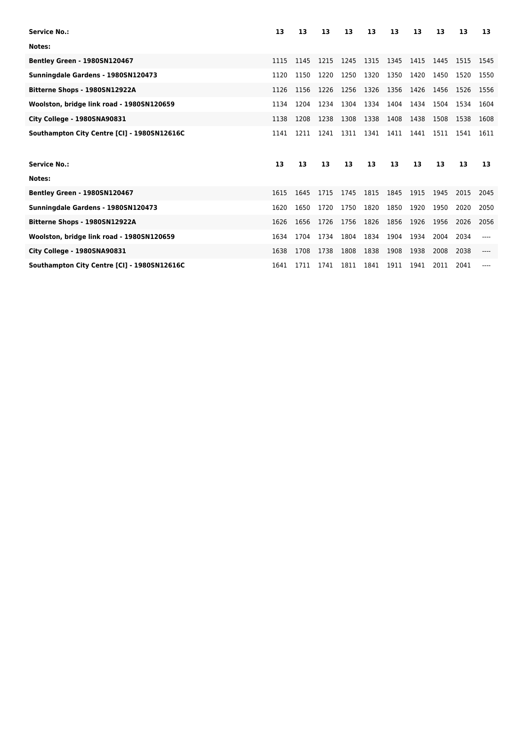| Service No.: | 13 | 13 | 13 | 13 | 13 | 13 | 13 | 13 | 13 | 13 |
|---|---|---|---|---|---|---|---|---|---|---|
| Notes: | | | | | | | | | | |
| Bentley Green - 1980SN120467 | 1115 | 1145 | 1215 | 1245 | 1315 | 1345 | 1415 | 1445 | 1515 | 1545 |
| Sunningdale Gardens - 1980SN120473 | 1120 | 1150 | 1220 | 1250 | 1320 | 1350 | 1420 | 1450 | 1520 | 1550 |
| Bitterne Shops - 1980SN12922A | 1126 | 1156 | 1226 | 1256 | 1326 | 1356 | 1426 | 1456 | 1526 | 1556 |
| Woolston, bridge link road - 1980SN120659 | 1134 | 1204 | 1234 | 1304 | 1334 | 1404 | 1434 | 1504 | 1534 | 1604 |
| City College - 1980SNA90831 | 1138 | 1208 | 1238 | 1308 | 1338 | 1408 | 1438 | 1508 | 1538 | 1608 |
| Southampton City Centre [CI] - 1980SN12616C | 1141 | 1211 | 1241 | 1311 | 1341 | 1411 | 1441 | 1511 | 1541 | 1611 |

| Service No.: | 13 | 13 | 13 | 13 | 13 | 13 | 13 | 13 | 13 | 13 |
|---|---|---|---|---|---|---|---|---|---|---|
| Notes: | | | | | | | | | | |
| Bentley Green - 1980SN120467 | 1615 | 1645 | 1715 | 1745 | 1815 | 1845 | 1915 | 1945 | 2015 | 2045 |
| Sunningdale Gardens - 1980SN120473 | 1620 | 1650 | 1720 | 1750 | 1820 | 1850 | 1920 | 1950 | 2020 | 2050 |
| Bitterne Shops - 1980SN12922A | 1626 | 1656 | 1726 | 1756 | 1826 | 1856 | 1926 | 1956 | 2026 | 2056 |
| Woolston, bridge link road - 1980SN120659 | 1634 | 1704 | 1734 | 1804 | 1834 | 1904 | 1934 | 2004 | 2034 | ---- |
| City College - 1980SNA90831 | 1638 | 1708 | 1738 | 1808 | 1838 | 1908 | 1938 | 2008 | 2038 | ---- |
| Southampton City Centre [CI] - 1980SN12616C | 1641 | 1711 | 1741 | 1811 | 1841 | 1911 | 1941 | 2011 | 2041 | ---- |